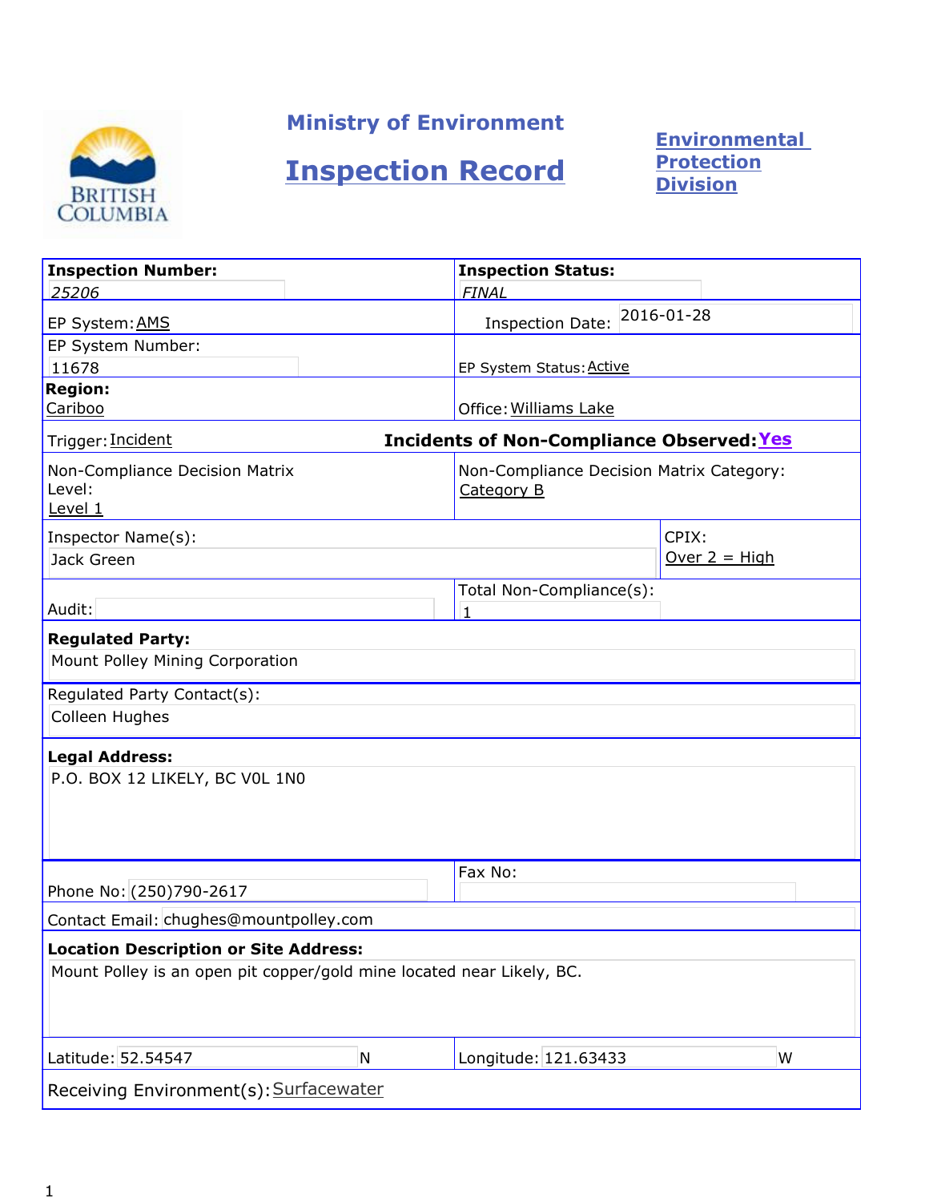# Ministry of Environment

## Inspection Record

**Environmental Protection Division**

| | |
|---|---|
| **Inspection Number:** 25206 | **Inspection Status:** *FINAL* |
| EP System: AMS | Inspection Date: 2016-01-28 |
| EP System Number: 11678 | EP System Status: Active |
| **Region:** Cariboo | Office: Williams Lake |
| Trigger: Incident | **Incidents of Non-Compliance Observed: Yes** |
| Non-Compliance Decision Matrix Level: Level 1 | Non-Compliance Decision Matrix Category: Category B |
| Inspector Name(s): Jack Green | CPIX: Over 2 = High |
| Audit: | Total Non-Compliance(s): 1 |

**Regulated Party:**
Mount Polley Mining Corporation

Regulated Party Contact(s):
Colleen Hughes

**Legal Address:**
P.O. BOX 12 LIKELY, BC V0L 1N0

| | |
|---|---|
| Phone No: (250)790-2617 | Fax No: |

Contact Email: chughes@mountpolley.com

**Location Description or Site Address:**
Mount Polley is an open pit copper/gold mine located near Likely, BC.

| | |
|---|---|
| Latitude: 52.54547 N | Longitude: 121.63433 W |

Receiving Environment(s): Surfacewater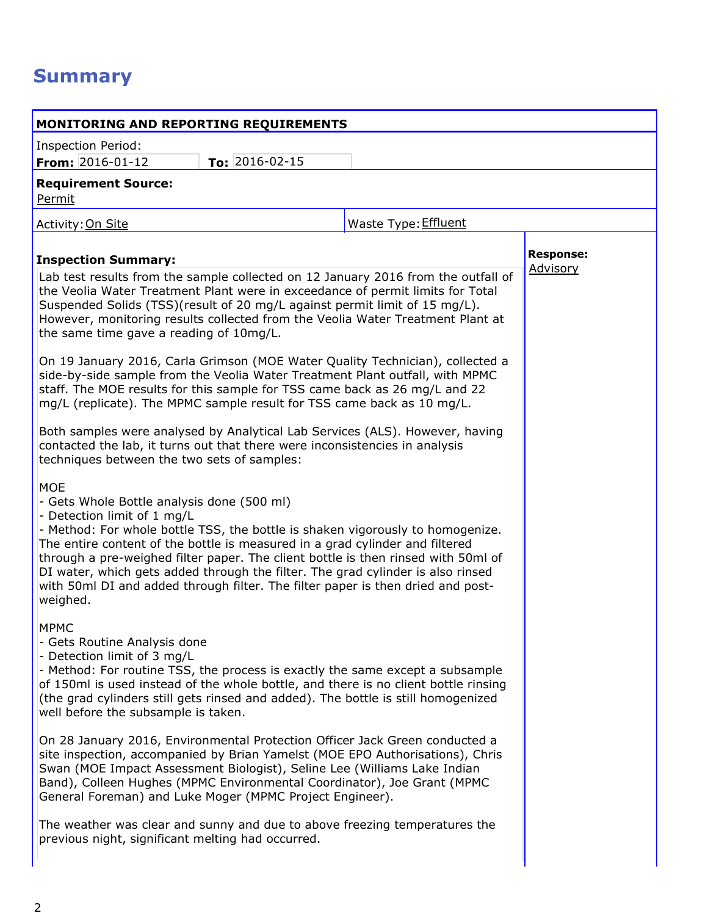# Summary

**MONITORING AND REPORTING REQUIREMENTS**

Inspection Period:

**From:** 2016-01-12 **To:** 2016-02-15

**Requirement Source:**
Permit

Activity: On Site

Waste Type: Effluent

**Inspection Summary:**

**Response:** Advisory

Lab test results from the sample collected on 12 January 2016 from the outfall of the Veolia Water Treatment Plant were in exceedance of permit limits for Total Suspended Solids (TSS)(result of 20 mg/L against permit limit of 15 mg/L). However, monitoring results collected from the Veolia Water Treatment Plant at the same time gave a reading of 10mg/L.

On 19 January 2016, Carla Grimson (MOE Water Quality Technician), collected a side-by-side sample from the Veolia Water Treatment Plant outfall, with MPMC staff. The MOE results for this sample for TSS came back as 26 mg/L and 22 mg/L (replicate). The MPMC sample result for TSS came back as 10 mg/L.

Both samples were analysed by Analytical Lab Services (ALS). However, having contacted the lab, it turns out that there were inconsistencies in analysis techniques between the two sets of samples:

MOE
- Gets Whole Bottle analysis done (500 ml)
- Detection limit of 1 mg/L
- Method: For whole bottle TSS, the bottle is shaken vigorously to homogenize. The entire content of the bottle is measured in a grad cylinder and filtered through a pre-weighed filter paper. The client bottle is then rinsed with 50ml of DI water, which gets added through the filter. The grad cylinder is also rinsed with 50ml DI and added through filter. The filter paper is then dried and post-weighed.

MPMC
- Gets Routine Analysis done
- Detection limit of 3 mg/L
- Method: For routine TSS, the process is exactly the same except a subsample of 150ml is used instead of the whole bottle, and there is no client bottle rinsing (the grad cylinders still gets rinsed and added). The bottle is still homogenized well before the subsample is taken.

On 28 January 2016, Environmental Protection Officer Jack Green conducted a site inspection, accompanied by Brian Yamelst (MOE EPO Authorisations), Chris Swan (MOE Impact Assessment Biologist), Seline Lee (Williams Lake Indian Band), Colleen Hughes (MPMC Environmental Coordinator), Joe Grant (MPMC General Foreman) and Luke Moger (MPMC Project Engineer).

The weather was clear and sunny and due to above freezing temperatures the previous night, significant melting had occurred.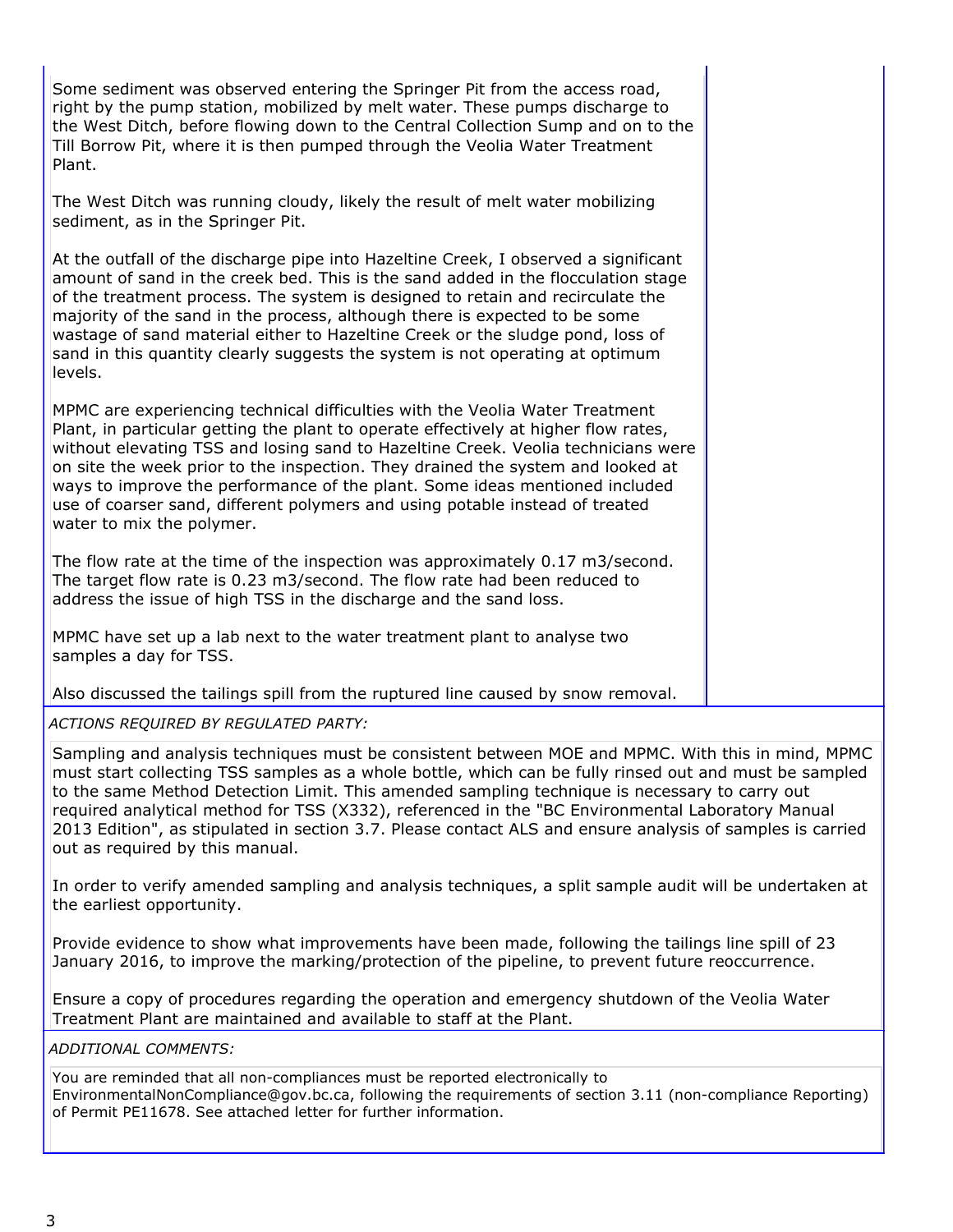Some sediment was observed entering the Springer Pit from the access road, right by the pump station, mobilized by melt water. These pumps discharge to the West Ditch, before flowing down to the Central Collection Sump and on to the Till Borrow Pit, where it is then pumped through the Veolia Water Treatment Plant.

The West Ditch was running cloudy, likely the result of melt water mobilizing sediment, as in the Springer Pit.

At the outfall of the discharge pipe into Hazeltine Creek, I observed a significant amount of sand in the creek bed. This is the sand added in the flocculation stage of the treatment process. The system is designed to retain and recirculate the majority of the sand in the process, although there is expected to be some wastage of sand material either to Hazeltine Creek or the sludge pond, loss of sand in this quantity clearly suggests the system is not operating at optimum levels.

MPMC are experiencing technical difficulties with the Veolia Water Treatment Plant, in particular getting the plant to operate effectively at higher flow rates, without elevating TSS and losing sand to Hazeltine Creek. Veolia technicians were on site the week prior to the inspection. They drained the system and looked at ways to improve the performance of the plant. Some ideas mentioned included use of coarser sand, different polymers and using potable instead of treated water to mix the polymer.

The flow rate at the time of the inspection was approximately 0.17 m3/second. The target flow rate is 0.23 m3/second. The flow rate had been reduced to address the issue of high TSS in the discharge and the sand loss.

MPMC have set up a lab next to the water treatment plant to analyse two samples a day for TSS.

Also discussed the tailings spill from the ruptured line caused by snow removal.

*ACTIONS REQUIRED BY REGULATED PARTY:*

Sampling and analysis techniques must be consistent between MOE and MPMC. With this in mind, MPMC must start collecting TSS samples as a whole bottle, which can be fully rinsed out and must be sampled to the same Method Detection Limit. This amended sampling technique is necessary to carry out required analytical method for TSS (X332), referenced in the "BC Environmental Laboratory Manual 2013 Edition", as stipulated in section 3.7. Please contact ALS and ensure analysis of samples is carried out as required by this manual.

In order to verify amended sampling and analysis techniques, a split sample audit will be undertaken at the earliest opportunity.

Provide evidence to show what improvements have been made, following the tailings line spill of 23 January 2016, to improve the marking/protection of the pipeline, to prevent future reoccurrence.

Ensure a copy of procedures regarding the operation and emergency shutdown of the Veolia Water Treatment Plant are maintained and available to staff at the Plant.

*ADDITIONAL COMMENTS:*

You are reminded that all non-compliances must be reported electronically to EnvironmentalNonCompliance@gov.bc.ca, following the requirements of section 3.11 (non-compliance Reporting) of Permit PE11678. See attached letter for further information.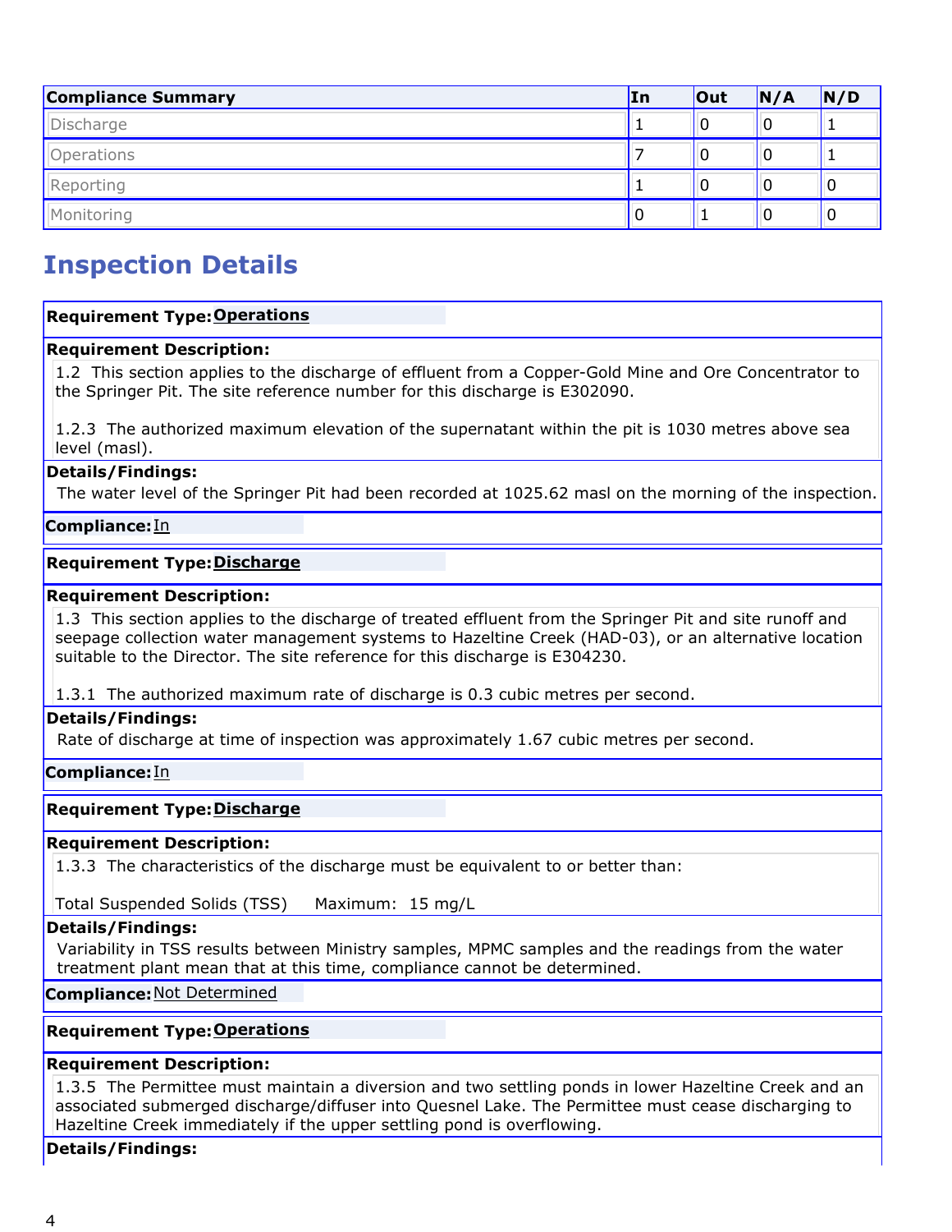| Compliance Summary | In | Out | N/A | N/D |
|---|---|---|---|---|
| Discharge | 1 | 0 | 0 | 1 |
| Operations | 7 | 0 | 0 | 1 |
| Reporting | 1 | 0 | 0 | 0 |
| Monitoring | 0 | 1 | 0 | 0 |

# Inspection Details

**Requirement Type:** Operations

**Requirement Description:**

1.2 This section applies to the discharge of effluent from a Copper-Gold Mine and Ore Concentrator to the Springer Pit. The site reference number for this discharge is E302090.

1.2.3 The authorized maximum elevation of the supernatant within the pit is 1030 metres above sea level (masl).

**Details/Findings:**

The water level of the Springer Pit had been recorded at 1025.62 masl on the morning of the inspection.

**Compliance:** In

**Requirement Type:** Discharge

**Requirement Description:**

1.3 This section applies to the discharge of treated effluent from the Springer Pit and site runoff and seepage collection water management systems to Hazeltine Creek (HAD-03), or an alternative location suitable to the Director. The site reference for this discharge is E304230.

1.3.1 The authorized maximum rate of discharge is 0.3 cubic metres per second.

**Details/Findings:**

Rate of discharge at time of inspection was approximately 1.67 cubic metres per second.

**Compliance:** In

**Requirement Type:** Discharge

**Requirement Description:**

1.3.3 The characteristics of the discharge must be equivalent to or better than:

Total Suspended Solids (TSS) Maximum: 15 mg/L

**Details/Findings:**

Variability in TSS results between Ministry samples, MPMC samples and the readings from the water treatment plant mean that at this time, compliance cannot be determined.

**Compliance:** Not Determined

**Requirement Type:** Operations

**Requirement Description:**

1.3.5 The Permittee must maintain a diversion and two settling ponds in lower Hazeltine Creek and an associated submerged discharge/diffuser into Quesnel Lake. The Permittee must cease discharging to Hazeltine Creek immediately if the upper settling pond is overflowing.

**Details/Findings:**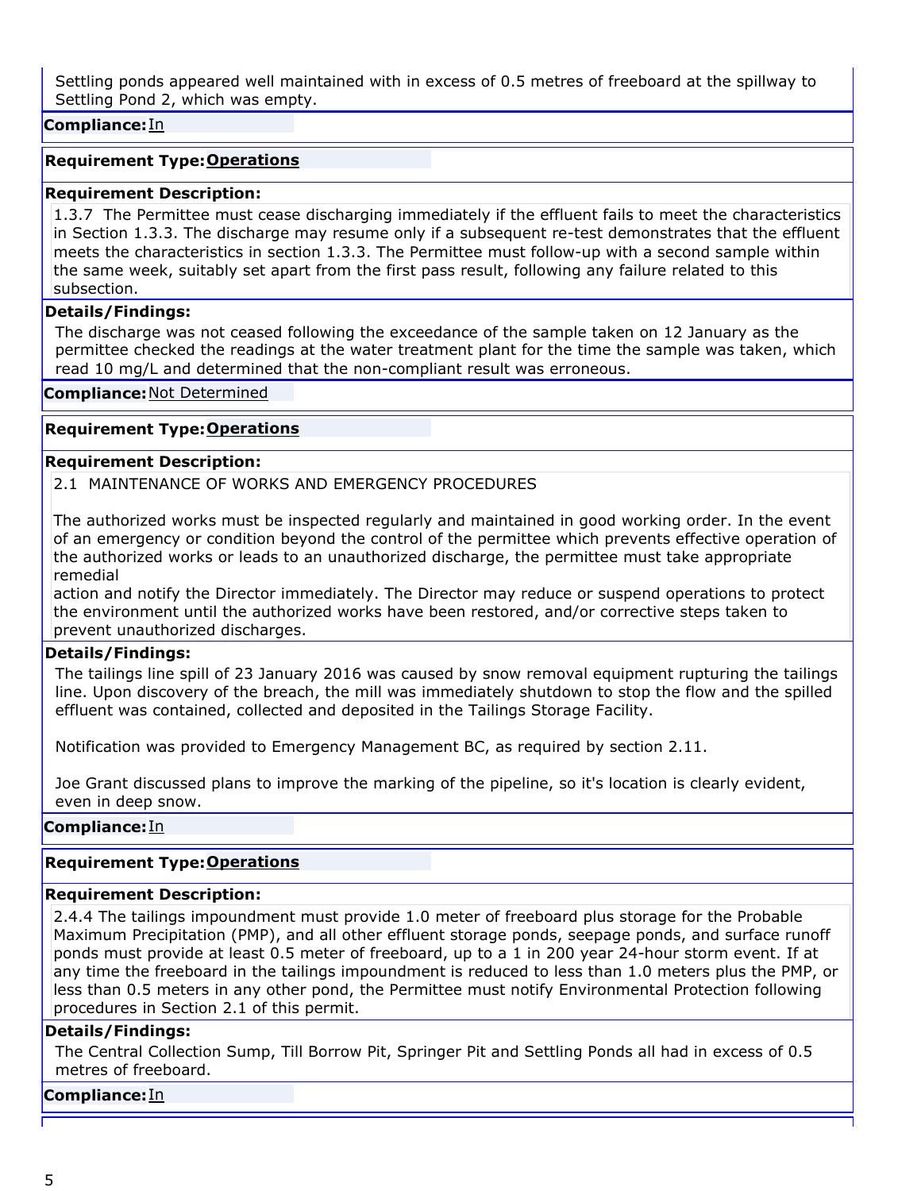Settling ponds appeared well maintained with in excess of 0.5 metres of freeboard at the spillway to Settling Pond 2, which was empty.

**Compliance:** In

**Requirement Type:** **Operations**

**Requirement Description:**

1.3.7 The Permittee must cease discharging immediately if the effluent fails to meet the characteristics in Section 1.3.3. The discharge may resume only if a subsequent re-test demonstrates that the effluent meets the characteristics in section 1.3.3. The Permittee must follow-up with a second sample within the same week, suitably set apart from the first pass result, following any failure related to this subsection.

**Details/Findings:**

The discharge was not ceased following the exceedance of the sample taken on 12 January as the permittee checked the readings at the water treatment plant for the time the sample was taken, which read 10 mg/L and determined that the non-compliant result was erroneous.

**Compliance:** Not Determined

**Requirement Type:** **Operations**

**Requirement Description:**

2.1 MAINTENANCE OF WORKS AND EMERGENCY PROCEDURES

The authorized works must be inspected regularly and maintained in good working order. In the event of an emergency or condition beyond the control of the permittee which prevents effective operation of the authorized works or leads to an unauthorized discharge, the permittee must take appropriate remedial
action and notify the Director immediately. The Director may reduce or suspend operations to protect the environment until the authorized works have been restored, and/or corrective steps taken to prevent unauthorized discharges.

**Details/Findings:**

The tailings line spill of 23 January 2016 was caused by snow removal equipment rupturing the tailings line. Upon discovery of the breach, the mill was immediately shutdown to stop the flow and the spilled effluent was contained, collected and deposited in the Tailings Storage Facility.

Notification was provided to Emergency Management BC, as required by section 2.11.

Joe Grant discussed plans to improve the marking of the pipeline, so it's location is clearly evident, even in deep snow.

**Compliance:** In

**Requirement Type:** **Operations**

**Requirement Description:**

2.4.4 The tailings impoundment must provide 1.0 meter of freeboard plus storage for the Probable Maximum Precipitation (PMP), and all other effluent storage ponds, seepage ponds, and surface runoff ponds must provide at least 0.5 meter of freeboard, up to a 1 in 200 year 24-hour storm event. If at any time the freeboard in the tailings impoundment is reduced to less than 1.0 meters plus the PMP, or less than 0.5 meters in any other pond, the Permittee must notify Environmental Protection following procedures in Section 2.1 of this permit.

**Details/Findings:**

The Central Collection Sump, Till Borrow Pit, Springer Pit and Settling Ponds all had in excess of 0.5 metres of freeboard.

**Compliance:** In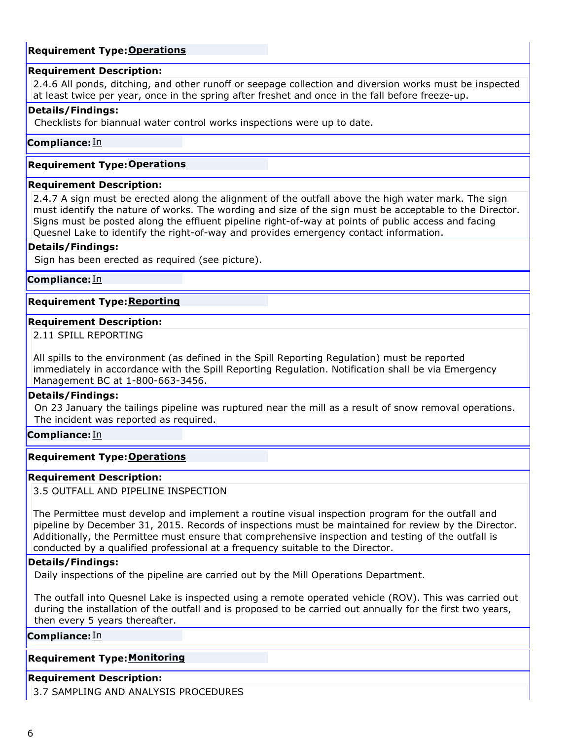**Requirement Type:** **Operations**

**Requirement Description:**

2.4.6 All ponds, ditching, and other runoff or seepage collection and diversion works must be inspected at least twice per year, once in the spring after freshet and once in the fall before freeze-up.

**Details/Findings:**

Checklists for biannual water control works inspections were up to date.

**Compliance:** In

**Requirement Type:** **Operations**

**Requirement Description:**

2.4.7 A sign must be erected along the alignment of the outfall above the high water mark. The sign must identify the nature of works. The wording and size of the sign must be acceptable to the Director. Signs must be posted along the effluent pipeline right-of-way at points of public access and facing Quesnel Lake to identify the right-of-way and provides emergency contact information.

**Details/Findings:**

Sign has been erected as required (see picture).

**Compliance:** In

**Requirement Type:** **Reporting**

**Requirement Description:**

2.11 SPILL REPORTING

All spills to the environment (as defined in the Spill Reporting Regulation) must be reported immediately in accordance with the Spill Reporting Regulation. Notification shall be via Emergency Management BC at 1-800-663-3456.

**Details/Findings:**

On 23 January the tailings pipeline was ruptured near the mill as a result of snow removal operations. The incident was reported as required.

**Compliance:** In

**Requirement Type:** **Operations**

**Requirement Description:**

3.5 OUTFALL AND PIPELINE INSPECTION

The Permittee must develop and implement a routine visual inspection program for the outfall and pipeline by December 31, 2015. Records of inspections must be maintained for review by the Director. Additionally, the Permittee must ensure that comprehensive inspection and testing of the outfall is conducted by a qualified professional at a frequency suitable to the Director.

**Details/Findings:**

Daily inspections of the pipeline are carried out by the Mill Operations Department.

The outfall into Quesnel Lake is inspected using a remote operated vehicle (ROV). This was carried out during the installation of the outfall and is proposed to be carried out annually for the first two years, then every 5 years thereafter.

**Compliance:** In

**Requirement Type:** **Monitoring**

**Requirement Description:**

3.7 SAMPLING AND ANALYSIS PROCEDURES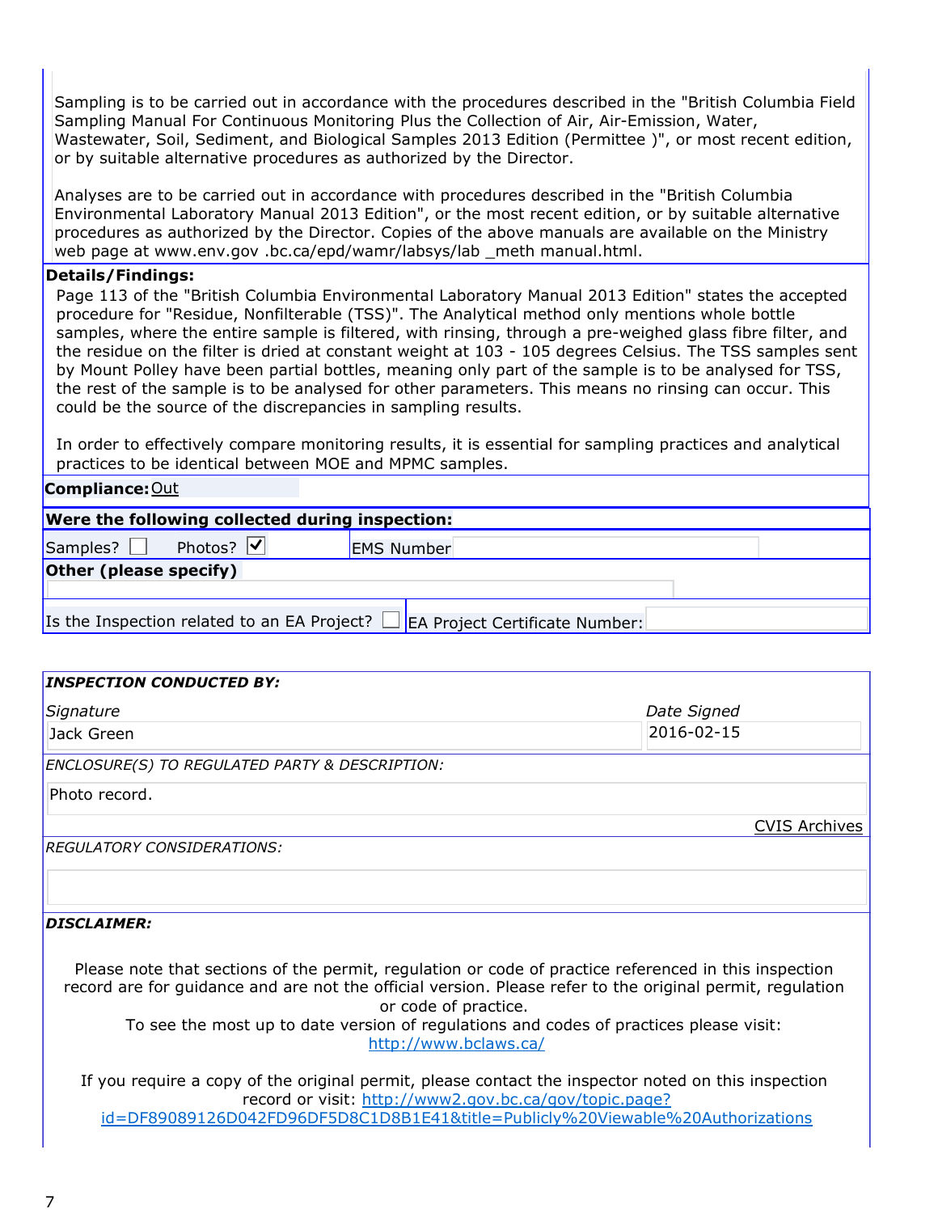Sampling is to be carried out in accordance with the procedures described in the "British Columbia Field Sampling Manual For Continuous Monitoring Plus the Collection of Air, Air-Emission, Water, Wastewater, Soil, Sediment, and Biological Samples 2013 Edition (Permittee )", or most recent edition, or by suitable alternative procedures as authorized by the Director.

Analyses are to be carried out in accordance with procedures described in the "British Columbia Environmental Laboratory Manual 2013 Edition", or the most recent edition, or by suitable alternative procedures as authorized by the Director. Copies of the above manuals are available on the Ministry web page at www.env.gov .bc.ca/epd/wamr/labsys/lab _meth manual.html.

**Details/Findings:**

Page 113 of the "British Columbia Environmental Laboratory Manual 2013 Edition" states the accepted procedure for "Residue, Nonfilterable (TSS)". The Analytical method only mentions whole bottle samples, where the entire sample is filtered, with rinsing, through a pre-weighed glass fibre filter, and the residue on the filter is dried at constant weight at 103 - 105 degrees Celsius. The TSS samples sent by Mount Polley have been partial bottles, meaning only part of the sample is to be analysed for TSS, the rest of the sample is to be analysed for other parameters. This means no rinsing can occur. This could be the source of the discrepancies in sampling results.

In order to effectively compare monitoring results, it is essential for sampling practices and analytical practices to be identical between MOE and MPMC samples.

**Compliance:** Out

**Were the following collected during inspection:**

Samples? ☐ Photos? ☑ EMS Number

**Other (please specify)**

Is the Inspection related to an EA Project? ☐ EA Project Certificate Number:

***INSPECTION CONDUCTED BY:***

| *Signature* | *Date Signed* |
| --- | --- |
| Jack Green | 2016-02-15 |

*ENCLOSURE(S) TO REGULATED PARTY & DESCRIPTION:*

Photo record.

CVIS Archives

*REGULATORY CONSIDERATIONS:*

***DISCLAIMER:***

Please note that sections of the permit, regulation or code of practice referenced in this inspection record are for guidance and are not the official version. Please refer to the original permit, regulation or code of practice.
To see the most up to date version of regulations and codes of practices please visit:
http://www.bclaws.ca/

If you require a copy of the original permit, please contact the inspector noted on this inspection record or visit: http://www2.gov.bc.ca/gov/topic.page?id=DF89089126D042FD96DF5D8C1D8B1E41&title=Publicly%20Viewable%20Authorizations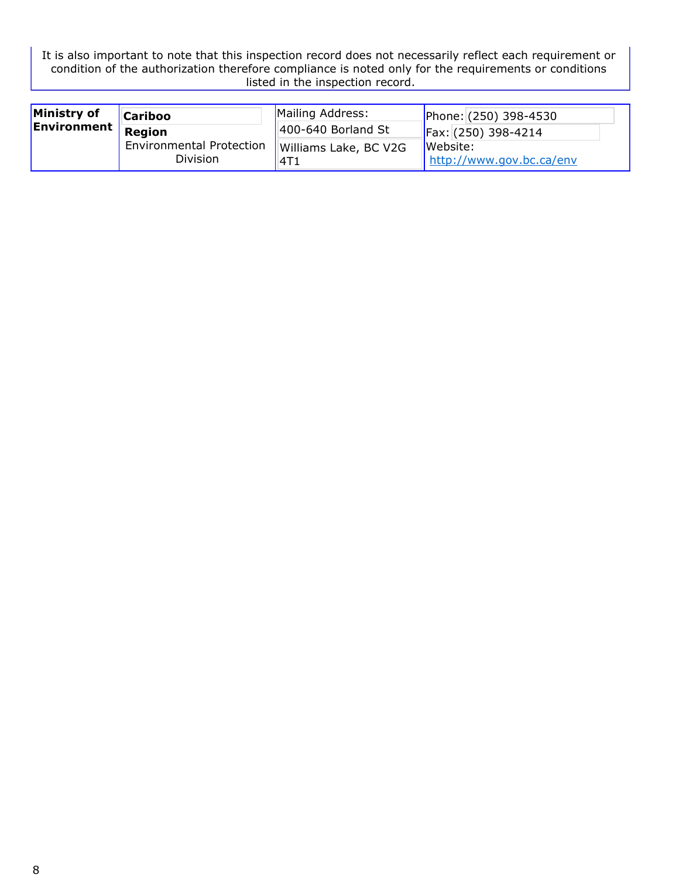It is also important to note that this inspection record does not necessarily reflect each requirement or condition of the authorization therefore compliance is noted only for the requirements or conditions listed in the inspection record.

| | | | |
|---|---|---|---|
| **Ministry of Environment** | **Cariboo Region** Environmental Protection Division | Mailing Address: 400-640 Borland St Williams Lake, BC V2G 4T1 | Phone: (250) 398-4530 Fax: (250) 398-4214 Website: http://www.gov.bc.ca/env |